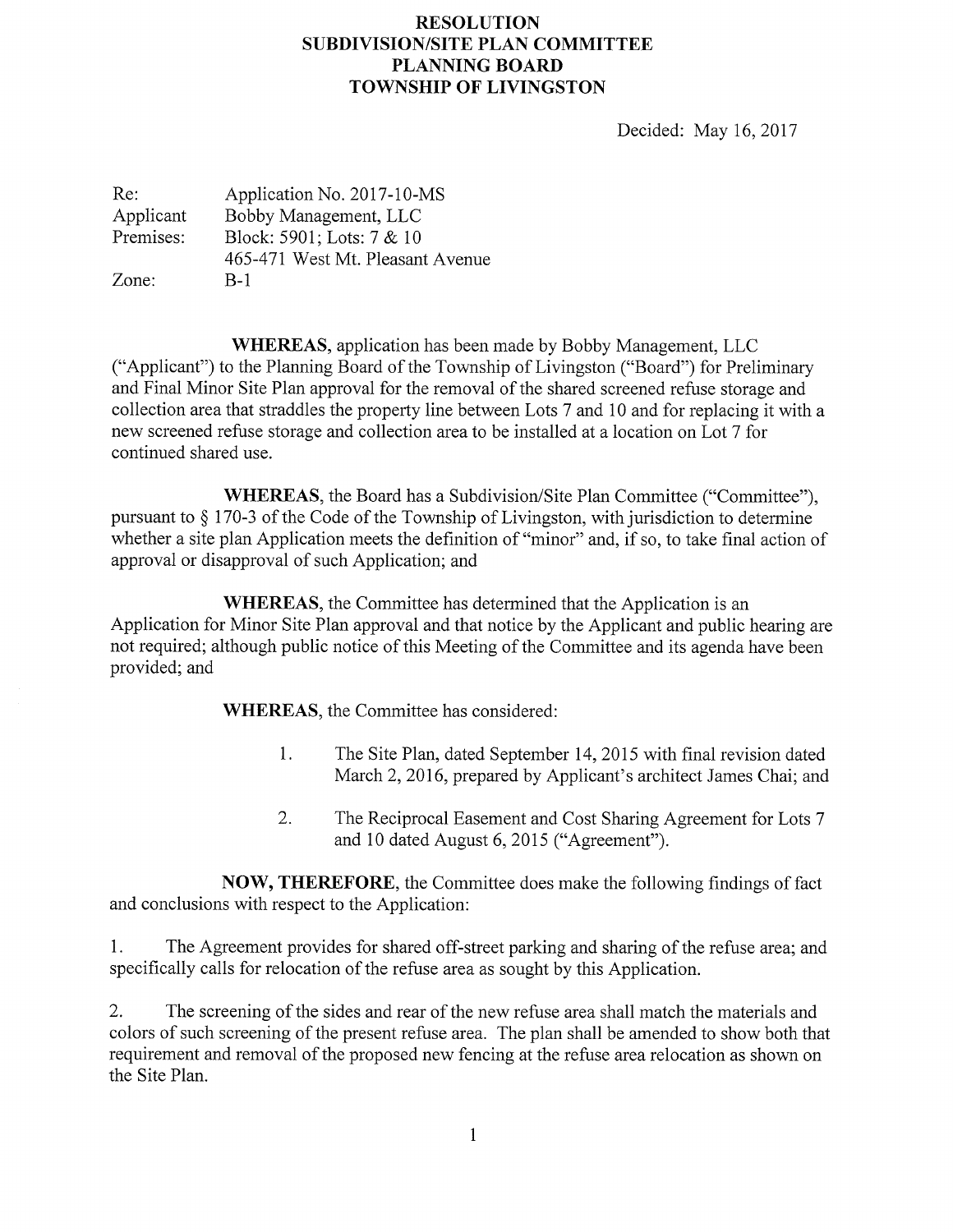# RESOLUTION
## SUBDIVISION/SITE PLAN COMMITTEE
## PLANNING BOARD
## TOWNSHIP OF LIVINGSTON

Decided: May 16, 2017

| | |
|---|---|
| Re: | Application No. 2017-10-MS |
| Applicant | Bobby Management, LLC |
| Premises: | Block: 5901; Lots: 7 & 10<br>465-471 West Mt. Pleasant Avenue |
| Zone: | B-1 |

**WHEREAS,** application has been made by Bobby Management, LLC ("Applicant") to the Planning Board of the Township of Livingston ("Board") for Preliminary and Final Minor Site Plan approval for the removal of the shared screened refuse storage and collection area that straddles the property line between Lots 7 and 10 and for replacing it with a new screened refuse storage and collection area to be installed at a location on Lot 7 for continued shared use.

**WHEREAS,** the Board has a Subdivision/Site Plan Committee ("Committee"), pursuant to § 170-3 of the Code of the Township of Livingston, with jurisdiction to determine whether a site plan Application meets the definition of "minor" and, if so, to take final action of approval or disapproval of such Application; and

**WHEREAS,** the Committee has determined that the Application is an Application for Minor Site Plan approval and that notice by the Applicant and public hearing are not required; although public notice of this Meeting of the Committee and its agenda have been provided; and

**WHEREAS,** the Committee has considered:

1. The Site Plan, dated September 14, 2015 with final revision dated March 2, 2016, prepared by Applicant's architect James Chai; and

2. The Reciprocal Easement and Cost Sharing Agreement for Lots 7 and 10 dated August 6, 2015 ("Agreement").

**NOW, THEREFORE,** the Committee does make the following findings of fact and conclusions with respect to the Application:

1. The Agreement provides for shared off-street parking and sharing of the refuse area; and specifically calls for relocation of the refuse area as sought by this Application.

2. The screening of the sides and rear of the new refuse area shall match the materials and colors of such screening of the present refuse area. The plan shall be amended to show both that requirement and removal of the proposed new fencing at the refuse area relocation as shown on the Site Plan.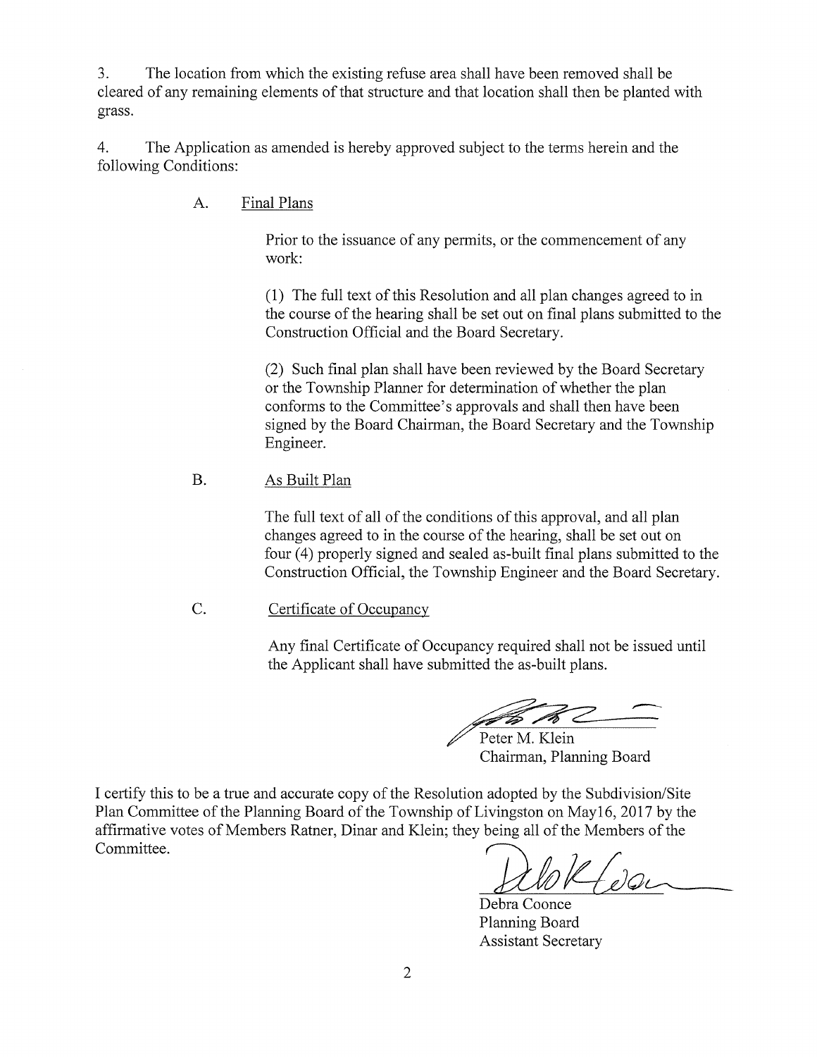3. The location from which the existing refuse area shall have been removed shall be cleared of any remaining elements of that structure and that location shall then be planted with grass.

4. The Application as amended is hereby approved subject to the terms herein and the following Conditions:

A. Final Plans

Prior to the issuance of any permits, or the commencement of any work:

(1) The full text of this Resolution and all plan changes agreed to in the course of the hearing shall be set out on final plans submitted to the Construction Official and the Board Secretary.

(2) Such final plan shall have been reviewed by the Board Secretary or the Township Planner for determination of whether the plan conforms to the Committee's approvals and shall then have been signed by the Board Chairman, the Board Secretary and the Township Engineer.

B. As Built Plan

The full text of all of the conditions of this approval, and all plan changes agreed to in the course of the hearing, shall be set out on four (4) properly signed and sealed as-built final plans submitted to the Construction Official, the Township Engineer and the Board Secretary.

C. Certificate of Occupancy

Any final Certificate of Occupancy required shall not be issued until the Applicant shall have submitted the as-built plans.

Peter M. Klein
Chairman, Planning Board

I certify this to be a true and accurate copy of the Resolution adopted by the Subdivision/Site Plan Committee of the Planning Board of the Township of Livingston on May16, 2017 by the affirmative votes of Members Ratner, Dinar and Klein; they being all of the Members of the Committee.

Debra Coonce
Planning Board
Assistant Secretary